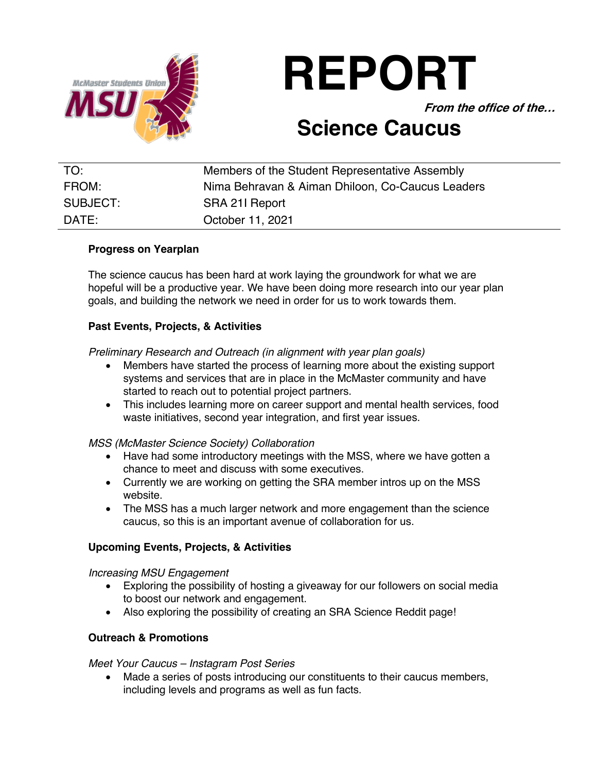# REPORT

***From the office of the…***

## Science Caucus

| | |
|---|---|
| TO: | Members of the Student Representative Assembly |
| FROM: | Nima Behravan & Aiman Dhiloon, Co-Caucus Leaders |
| SUBJECT: | SRA 21I Report |
| DATE: | October 11, 2021 |

**Progress on Yearplan**

The science caucus has been hard at work laying the groundwork for what we are hopeful will be a productive year. We have been doing more research into our year plan goals, and building the network we need in order for us to work towards them.

**Past Events, Projects, & Activities**

*Preliminary Research and Outreach (in alignment with year plan goals)*

- Members have started the process of learning more about the existing support systems and services that are in place in the McMaster community and have started to reach out to potential project partners.
- This includes learning more on career support and mental health services, food waste initiatives, second year integration, and first year issues.

*MSS (McMaster Science Society) Collaboration*

- Have had some introductory meetings with the MSS, where we have gotten a chance to meet and discuss with some executives.
- Currently we are working on getting the SRA member intros up on the MSS website.
- The MSS has a much larger network and more engagement than the science caucus, so this is an important avenue of collaboration for us.

**Upcoming Events, Projects, & Activities**

*Increasing MSU Engagement*

- Exploring the possibility of hosting a giveaway for our followers on social media to boost our network and engagement.
- Also exploring the possibility of creating an SRA Science Reddit page!

**Outreach & Promotions**

*Meet Your Caucus – Instagram Post Series*

- Made a series of posts introducing our constituents to their caucus members, including levels and programs as well as fun facts.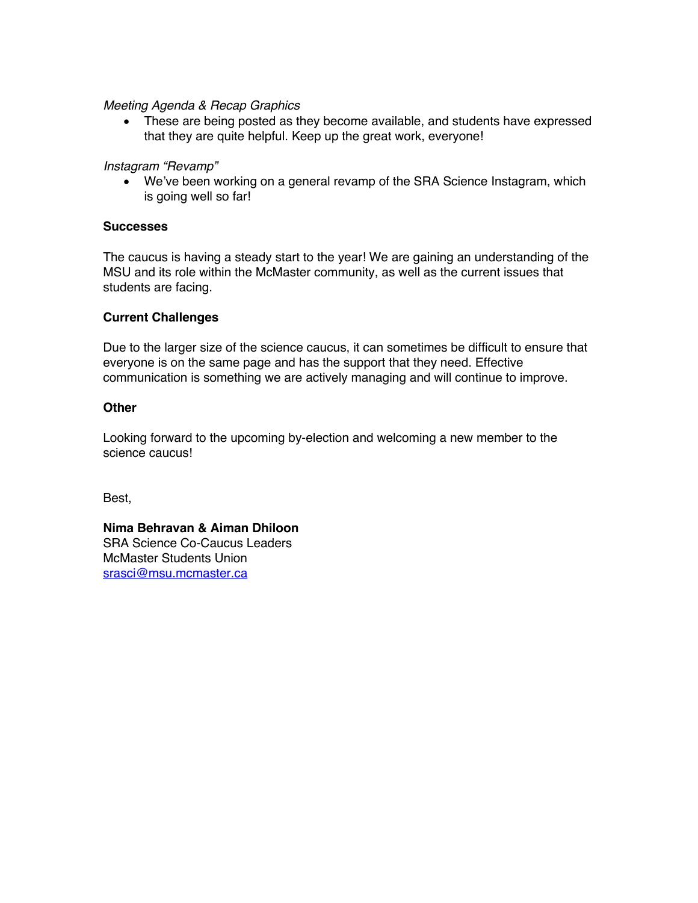*Meeting Agenda & Recap Graphics*

- These are being posted as they become available, and students have expressed that they are quite helpful. Keep up the great work, everyone!

*Instagram "Revamp"*

- We've been working on a general revamp of the SRA Science Instagram, which is going well so far!

**Successes**

The caucus is having a steady start to the year! We are gaining an understanding of the MSU and its role within the McMaster community, as well as the current issues that students are facing.

**Current Challenges**

Due to the larger size of the science caucus, it can sometimes be difficult to ensure that everyone is on the same page and has the support that they need. Effective communication is something we are actively managing and will continue to improve.

**Other**

Looking forward to the upcoming by-election and welcoming a new member to the science caucus!

Best,

**Nima Behravan & Aiman Dhiloon**
SRA Science Co-Caucus Leaders
McMaster Students Union
srasci@msu.mcmaster.ca